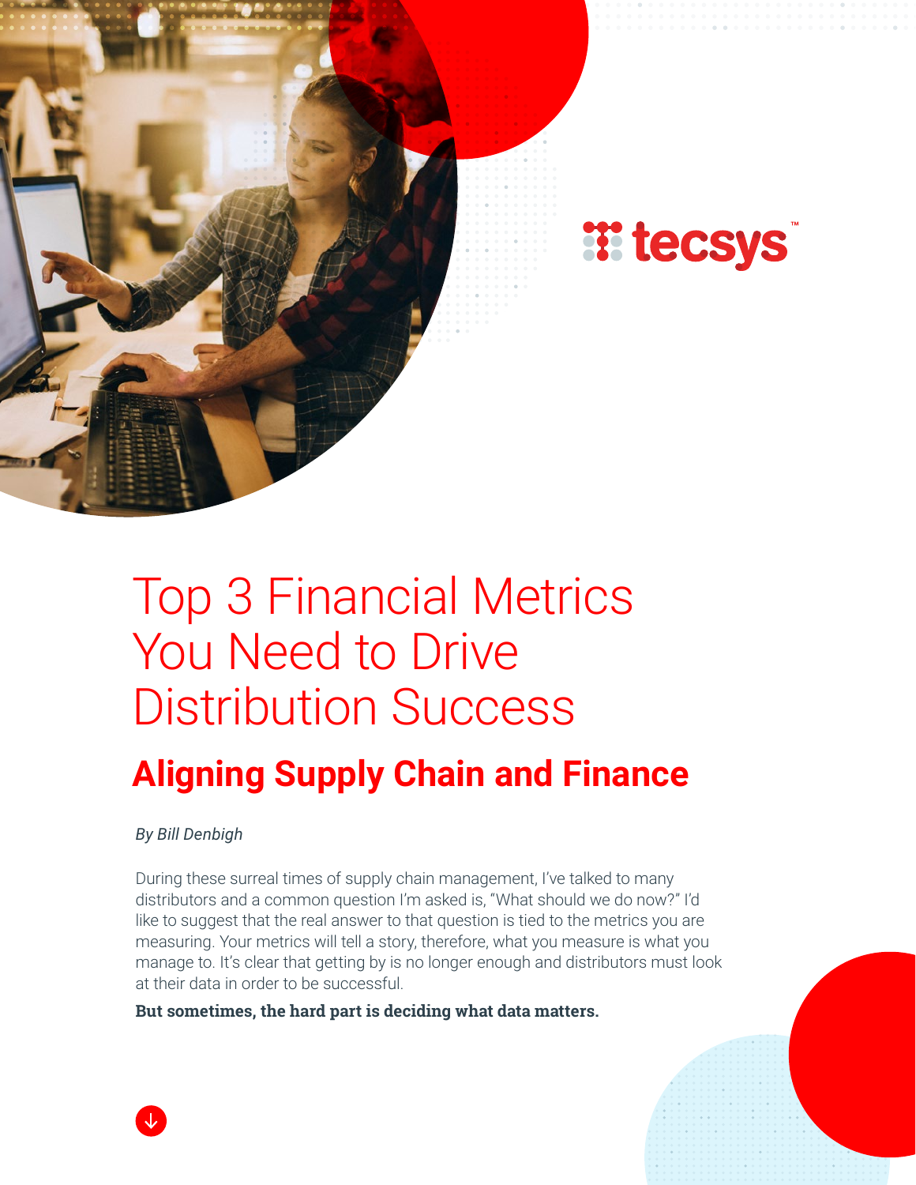tecsys

# Top 3 Financial Metrics You Need to Drive Distribution Success

## Aligning Supply Chain and Finance

*By Bill Denbigh*

During these surreal times of supply chain management, I've talked to many distributors and a common question I'm asked is, "What should we do now?" I'd like to suggest that the real answer to that question is tied to the metrics you are measuring. Your metrics will tell a story, therefore, what you measure is what you manage to. It's clear that getting by is no longer enough and distributors must look at their data in order to be successful.

**But sometimes, the hard part is deciding what data matters.**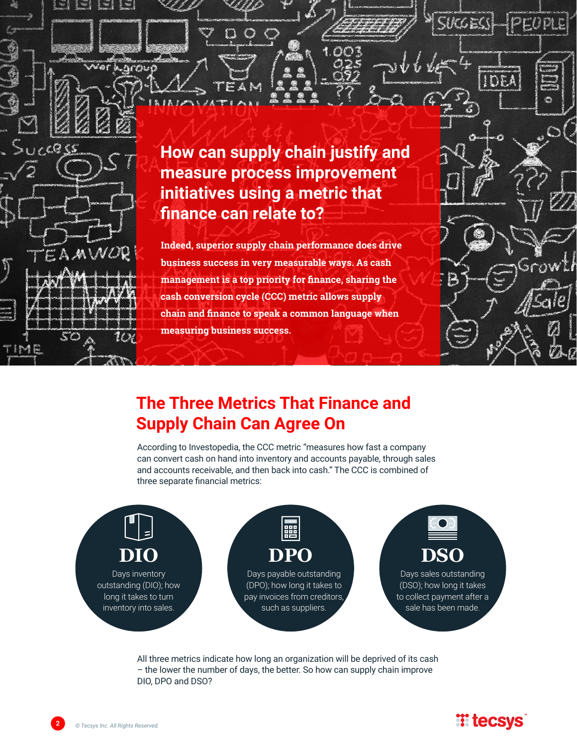## How can supply chain justify and measure process improvement initiatives using a metric that finance can relate to?

**Indeed, superior supply chain performance does drive business success in very measurable ways. As cash management is a top priority for finance, sharing the cash conversion cycle (CCC) metric allows supply chain and finance to speak a common language when measuring business success.**

## The Three Metrics That Finance and Supply Chain Can Agree On

According to Investopedia, the CCC metric "measures how fast a company can convert cash on hand into inventory and accounts payable, through sales and accounts receivable, and then back into cash." The CCC is combined of three separate financial metrics:

**DIO**

Days inventory outstanding (DIO); how long it takes to turn inventory into sales.

**DPO**

Days payable outstanding (DPO); how long it takes to pay invoices from creditors, such as suppliers.

**DSO**

Days sales outstanding (DSO); how long it takes to collect payment after a sale has been made.

All three metrics indicate how long an organization will be deprived of its cash – the lower the number of days, the better. So how can supply chain improve DIO, DPO and DSO?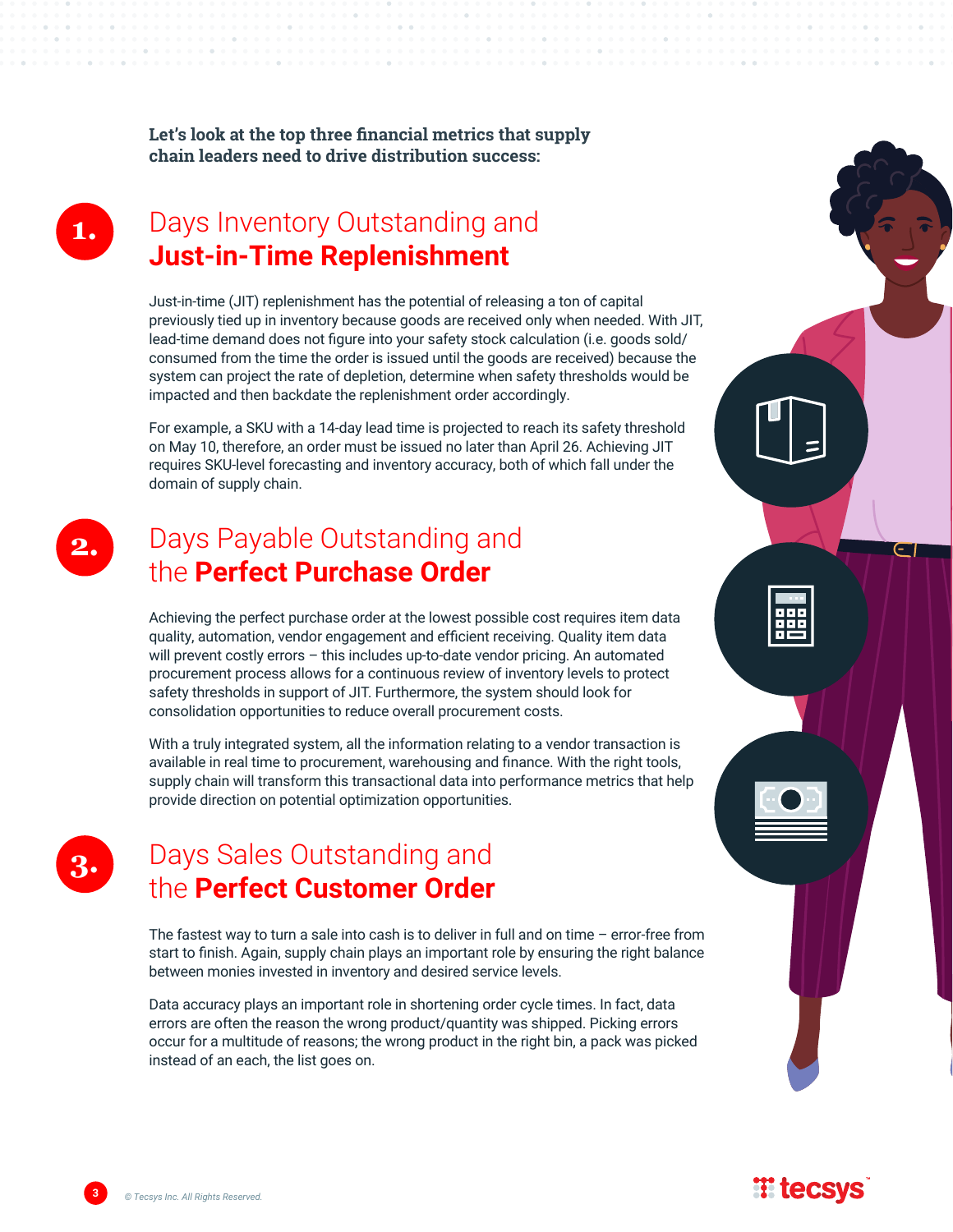**Let's look at the top three financial metrics that supply chain leaders need to drive distribution success:**

## 1. Days Inventory Outstanding and **Just-in-Time Replenishment**

Just-in-time (JIT) replenishment has the potential of releasing a ton of capital previously tied up in inventory because goods are received only when needed. With JIT, lead-time demand does not figure into your safety stock calculation (i.e. goods sold/consumed from the time the order is issued until the goods are received) because the system can project the rate of depletion, determine when safety thresholds would be impacted and then backdate the replenishment order accordingly.

For example, a SKU with a 14-day lead time is projected to reach its safety threshold on May 10, therefore, an order must be issued no later than April 26. Achieving JIT requires SKU-level forecasting and inventory accuracy, both of which fall under the domain of supply chain.

## 2. Days Payable Outstanding and the **Perfect Purchase Order**

Achieving the perfect purchase order at the lowest possible cost requires item data quality, automation, vendor engagement and efficient receiving. Quality item data will prevent costly errors – this includes up-to-date vendor pricing. An automated procurement process allows for a continuous review of inventory levels to protect safety thresholds in support of JIT. Furthermore, the system should look for consolidation opportunities to reduce overall procurement costs.

With a truly integrated system, all the information relating to a vendor transaction is available in real time to procurement, warehousing and finance. With the right tools, supply chain will transform this transactional data into performance metrics that help provide direction on potential optimization opportunities.

## 3. Days Sales Outstanding and the **Perfect Customer Order**

The fastest way to turn a sale into cash is to deliver in full and on time – error-free from start to finish. Again, supply chain plays an important role by ensuring the right balance between monies invested in inventory and desired service levels.

Data accuracy plays an important role in shortening order cycle times. In fact, data errors are often the reason the wrong product/quantity was shipped. Picking errors occur for a multitude of reasons; the wrong product in the right bin, a pack was picked instead of an each, the list goes on.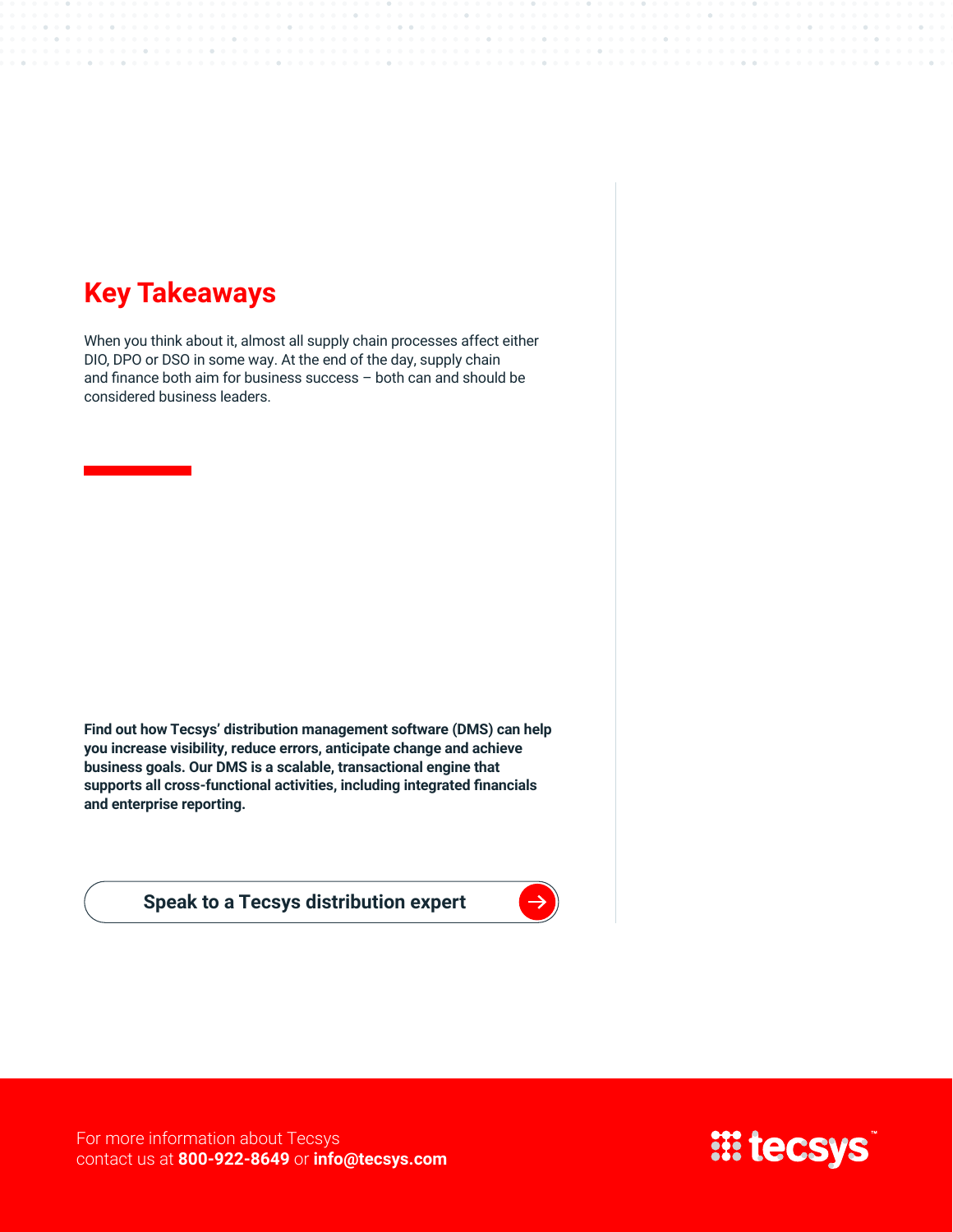## Key Takeaways

When you think about it, almost all supply chain processes affect either DIO, DPO or DSO in some way. At the end of the day, supply chain and finance both aim for business success – both can and should be considered business leaders.

**Find out how Tecsys' distribution management software (DMS) can help you increase visibility, reduce errors, anticipate change and achieve business goals. Our DMS is a scalable, transactional engine that supports all cross-functional activities, including integrated financials and enterprise reporting.**

**Speak to a Tecsys distribution expert**

For more information about Tecsys
contact us at **800-922-8649** or **info@tecsys.com**

tecsys™